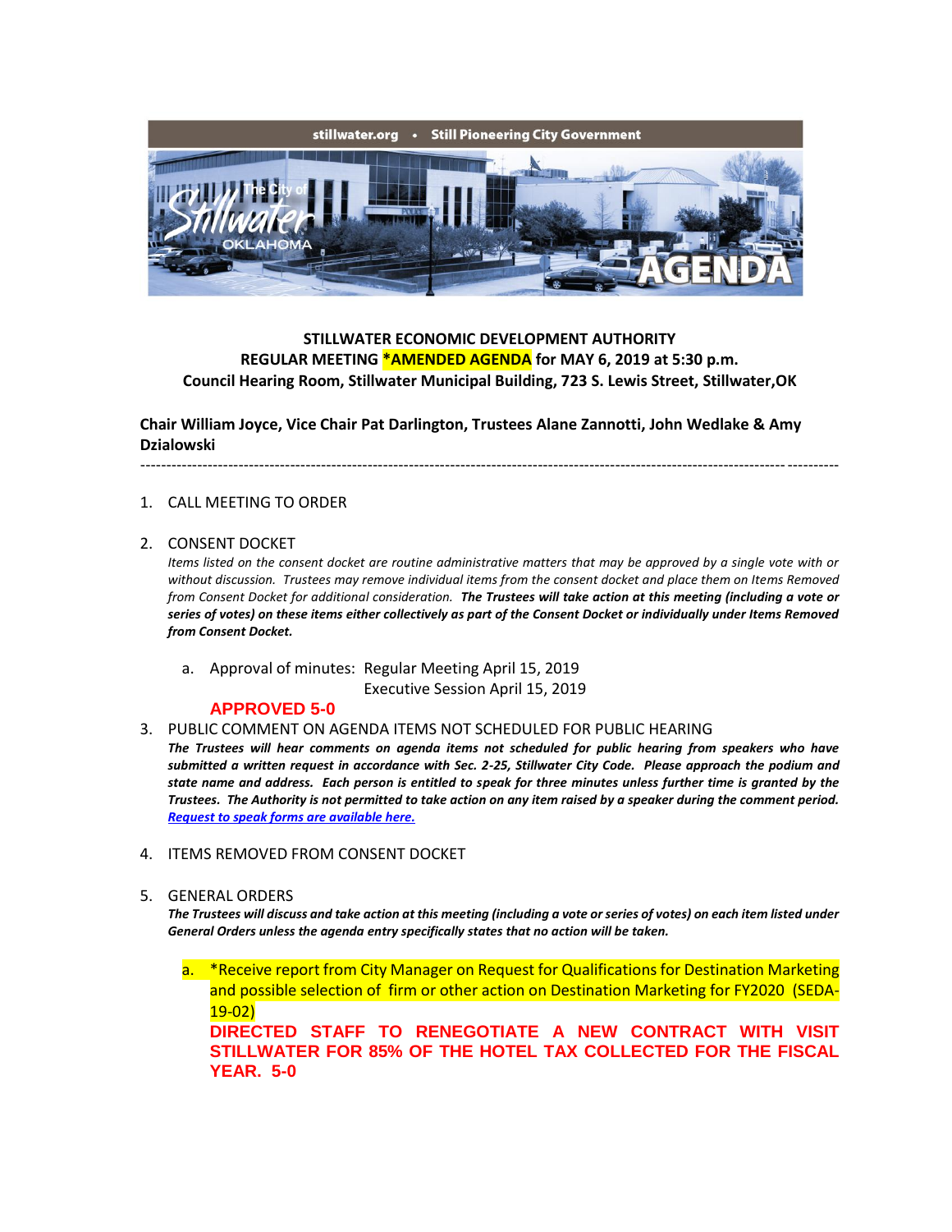stillwater.org • Still Pioneering City Government

**STILLWATER ECONOMIC DEVELOPMENT AUTHORITY**
**REGULAR MEETING *AMENDED AGENDA for MAY 6, 2019 at 5:30 p.m.**
**Council Hearing Room, Stillwater Municipal Building, 723 S. Lewis Street, Stillwater,OK**

**Chair William Joyce, Vice Chair Pat Darlington, Trustees Alane Zannotti, John Wedlake & Amy Dzialowski**

---

1. CALL MEETING TO ORDER

2. CONSENT DOCKET
   *Items listed on the consent docket are routine administrative matters that may be approved by a single vote with or without discussion. Trustees may remove individual items from the consent docket and place them on Items Removed from Consent Docket for additional consideration.* ***The Trustees will take action at this meeting (including a vote or series of votes) on these items either collectively as part of the Consent Docket or individually under Items Removed from Consent Docket.***

   a. Approval of minutes: Regular Meeting April 15, 2019
      Executive Session April 15, 2019

   **APPROVED 5-0**

3. PUBLIC COMMENT ON AGENDA ITEMS NOT SCHEDULED FOR PUBLIC HEARING
   ***The Trustees will hear comments on agenda items not scheduled for public hearing from speakers who have submitted a written request in accordance with Sec. 2-25, Stillwater City Code. Please approach the podium and state name and address. Each person is entitled to speak for three minutes unless further time is granted by the Trustees. The Authority is not permitted to take action on any item raised by a speaker during the comment period.*** ***Request to speak forms are available here.***

4. ITEMS REMOVED FROM CONSENT DOCKET

5. GENERAL ORDERS
   ***The Trustees will discuss and take action at this meeting (including a vote or series of votes) on each item listed under General Orders unless the agenda entry specifically states that no action will be taken.***

   a. *Receive report from City Manager on Request for Qualifications for Destination Marketing and possible selection of firm or other action on Destination Marketing for FY2020 (SEDA-19-02)

   **DIRECTED STAFF TO RENEGOTIATE A NEW CONTRACT WITH VISIT STILLWATER FOR 85% OF THE HOTEL TAX COLLECTED FOR THE FISCAL YEAR. 5-0**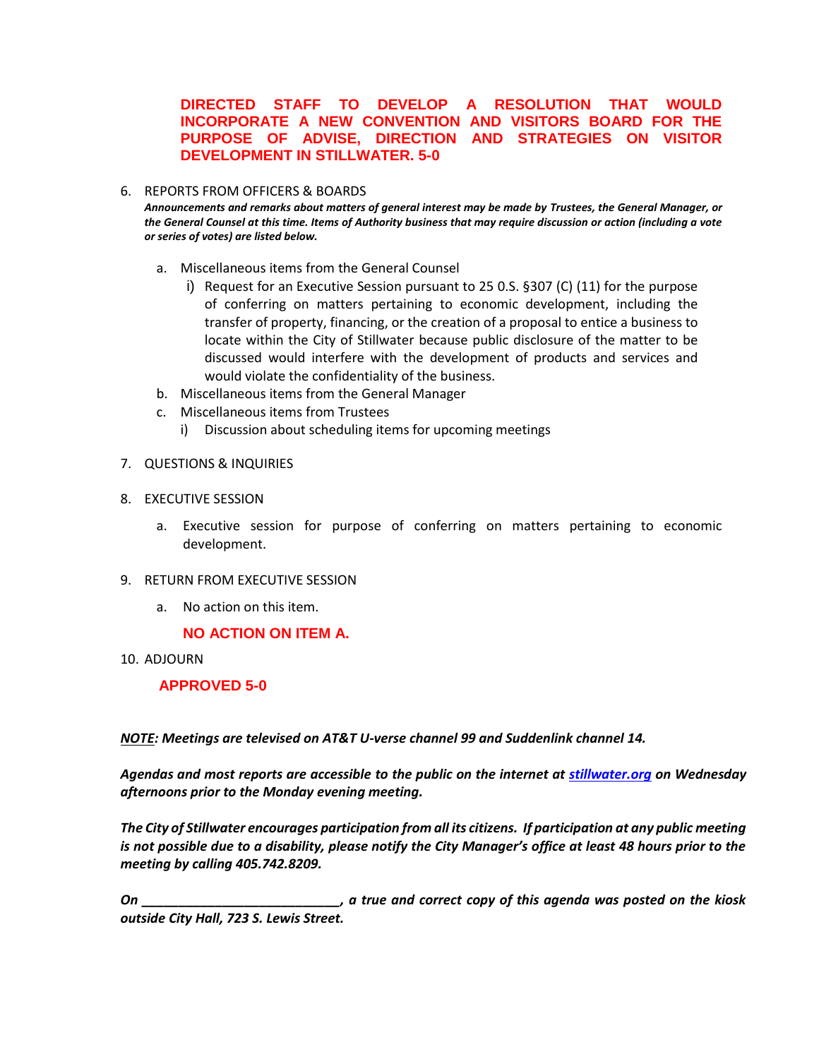**DIRECTED STAFF TO DEVELOP A RESOLUTION THAT WOULD INCORPORATE A NEW CONVENTION AND VISITORS BOARD FOR THE PURPOSE OF ADVISE, DIRECTION AND STRATEGIES ON VISITOR DEVELOPMENT IN STILLWATER. 5-0**

6. REPORTS FROM OFFICERS & BOARDS

   ***Announcements and remarks about matters of general interest may be made by Trustees, the General Manager, or the General Counsel at this time. Items of Authority business that may require discussion or action (including a vote or series of votes) are listed below.***

   a. Miscellaneous items from the General Counsel
      i) Request for an Executive Session pursuant to 25 O.S. §307 (C) (11) for the purpose of conferring on matters pertaining to economic development, including the transfer of property, financing, or the creation of a proposal to entice a business to locate within the City of Stillwater because public disclosure of the matter to be discussed would interfere with the development of products and services and would violate the confidentiality of the business.
   b. Miscellaneous items from the General Manager
   c. Miscellaneous items from Trustees
      i) Discussion about scheduling items for upcoming meetings

7. QUESTIONS & INQUIRIES

8. EXECUTIVE SESSION

   a. Executive session for purpose of conferring on matters pertaining to economic development.

9. RETURN FROM EXECUTIVE SESSION

   a. No action on this item.

   **NO ACTION ON ITEM A.**

10. ADJOURN

    **APPROVED 5-0**

***<u>NOTE</u>: Meetings are televised on AT&T U-verse channel 99 and Suddenlink channel 14.***

***Agendas and most reports are accessible to the public on the internet at [stillwater.org](stillwater.org) on Wednesday afternoons prior to the Monday evening meeting.***

***The City of Stillwater encourages participation from all its citizens. If participation at any public meeting is not possible due to a disability, please notify the City Manager's office at least 48 hours prior to the meeting by calling 405.742.8209.***

***On ___________________________, a true and correct copy of this agenda was posted on the kiosk outside City Hall, 723 S. Lewis Street.***